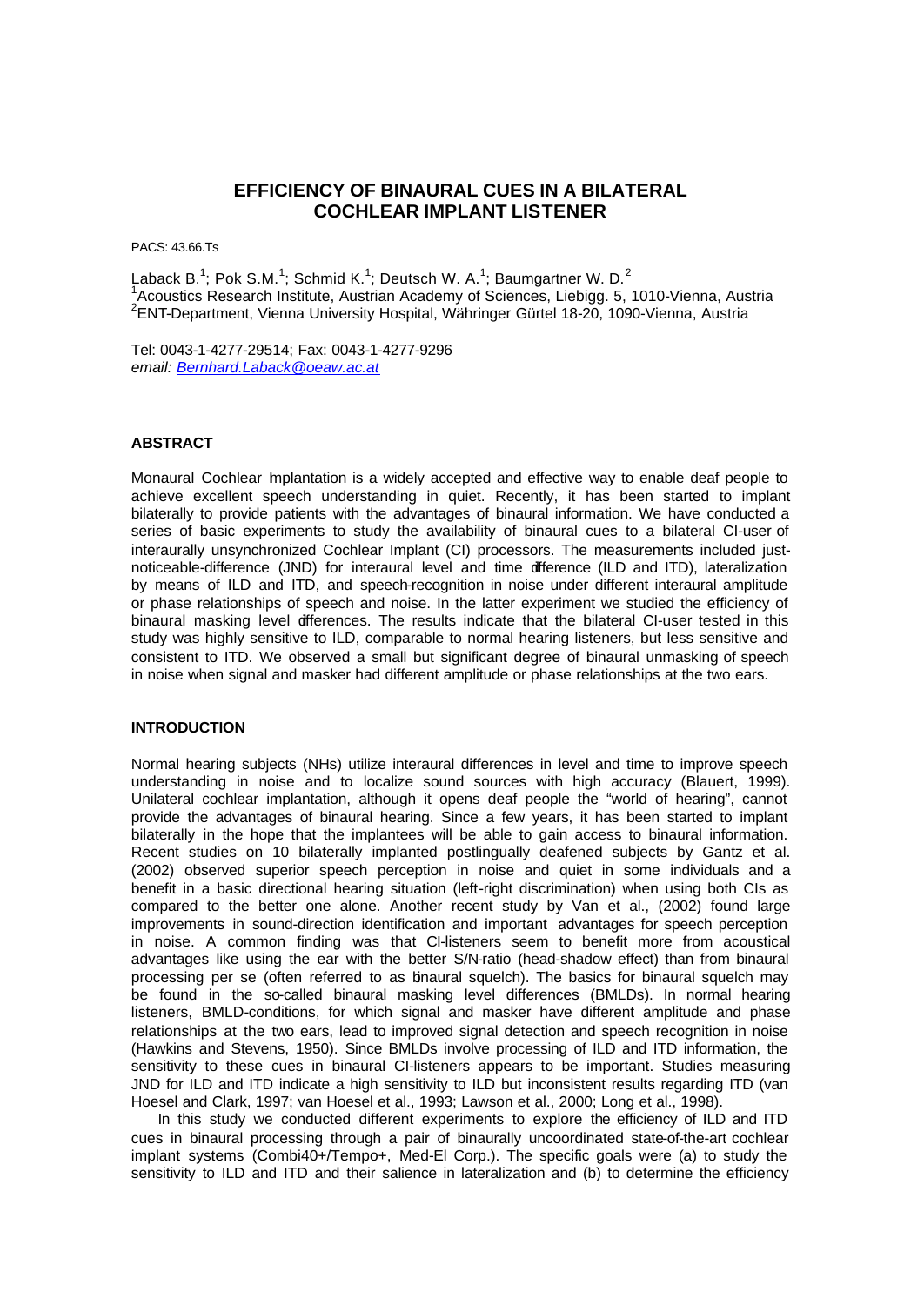# EFFICIENCY OF BINAURAL CUES IN A BILATERAL COCHLEAR IMPLANT LISTENER

PACS: 43.66.Ts

Laback B.[1]; Pok S.M.[1]; Schmid K.[1]; Deutsch W. A.[1]; Baumgartner W. D.[2]
[1]Acoustics Research Institute, Austrian Academy of Sciences, Liebigg. 5, 1010-Vienna, Austria
[2]ENT-Department, Vienna University Hospital, Währinger Gürtel 18-20, 1090-Vienna, Austria

Tel: 0043-1-4277-29514; Fax: 0043-1-4277-9296
*email: Bernhard.Laback@oeaw.ac.at*

## ABSTRACT

Monaural Cochlear Implantation is a widely accepted and effective way to enable deaf people to achieve excellent speech understanding in quiet. Recently, it has been started to implant bilaterally to provide patients with the advantages of binaural information. We have conducted a series of basic experiments to study the availability of binaural cues to a bilateral CI-user of interaurally unsynchronized Cochlear Implant (CI) processors. The measurements included just-noticeable-difference (JND) for interaural level and time difference (ILD and ITD), lateralization by means of ILD and ITD, and speech-recognition in noise under different interaural amplitude or phase relationships of speech and noise. In the latter experiment we studied the efficiency of binaural masking level differences. The results indicate that the bilateral CI-user tested in this study was highly sensitive to ILD, comparable to normal hearing listeners, but less sensitive and consistent to ITD. We observed a small but significant degree of binaural unmasking of speech in noise when signal and masker had different amplitude or phase relationships at the two ears.

## INTRODUCTION

Normal hearing subjects (NHs) utilize interaural differences in level and time to improve speech understanding in noise and to localize sound sources with high accuracy (Blauert, 1999). Unilateral cochlear implantation, although it opens deaf people the "world of hearing", cannot provide the advantages of binaural hearing. Since a few years, it has been started to implant bilaterally in the hope that the implantees will be able to gain access to binaural information. Recent studies on 10 bilaterally implanted postlingually deafened subjects by Gantz et al. (2002) observed superior speech perception in noise and quiet in some individuals and a benefit in a basic directional hearing situation (left-right discrimination) when using both CIs as compared to the better one alone. Another recent study by Van et al., (2002) found large improvements in sound-direction identification and important advantages for speech perception in noise. A common finding was that CI-listeners seem to benefit more from acoustical advantages like using the ear with the better S/N-ratio (head-shadow effect) than from binaural processing per se (often referred to as binaural squelch). The basics for binaural squelch may be found in the so-called binaural masking level differences (BMLDs). In normal hearing listeners, BMLD-conditions, for which signal and masker have different amplitude and phase relationships at the two ears, lead to improved signal detection and speech recognition in noise (Hawkins and Stevens, 1950). Since BMLDs involve processing of ILD and ITD information, the sensitivity to these cues in binaural CI-listeners appears to be important. Studies measuring JND for ILD and ITD indicate a high sensitivity to ILD but inconsistent results regarding ITD (van Hoesel and Clark, 1997; van Hoesel et al., 1993; Lawson et al., 2000; Long et al., 1998).

In this study we conducted different experiments to explore the efficiency of ILD and ITD cues in binaural processing through a pair of binaurally uncoordinated state-of-the-art cochlear implant systems (Combi40+/Tempo+, Med-El Corp.). The specific goals were (a) to study the sensitivity to ILD and ITD and their salience in lateralization and (b) to determine the efficiency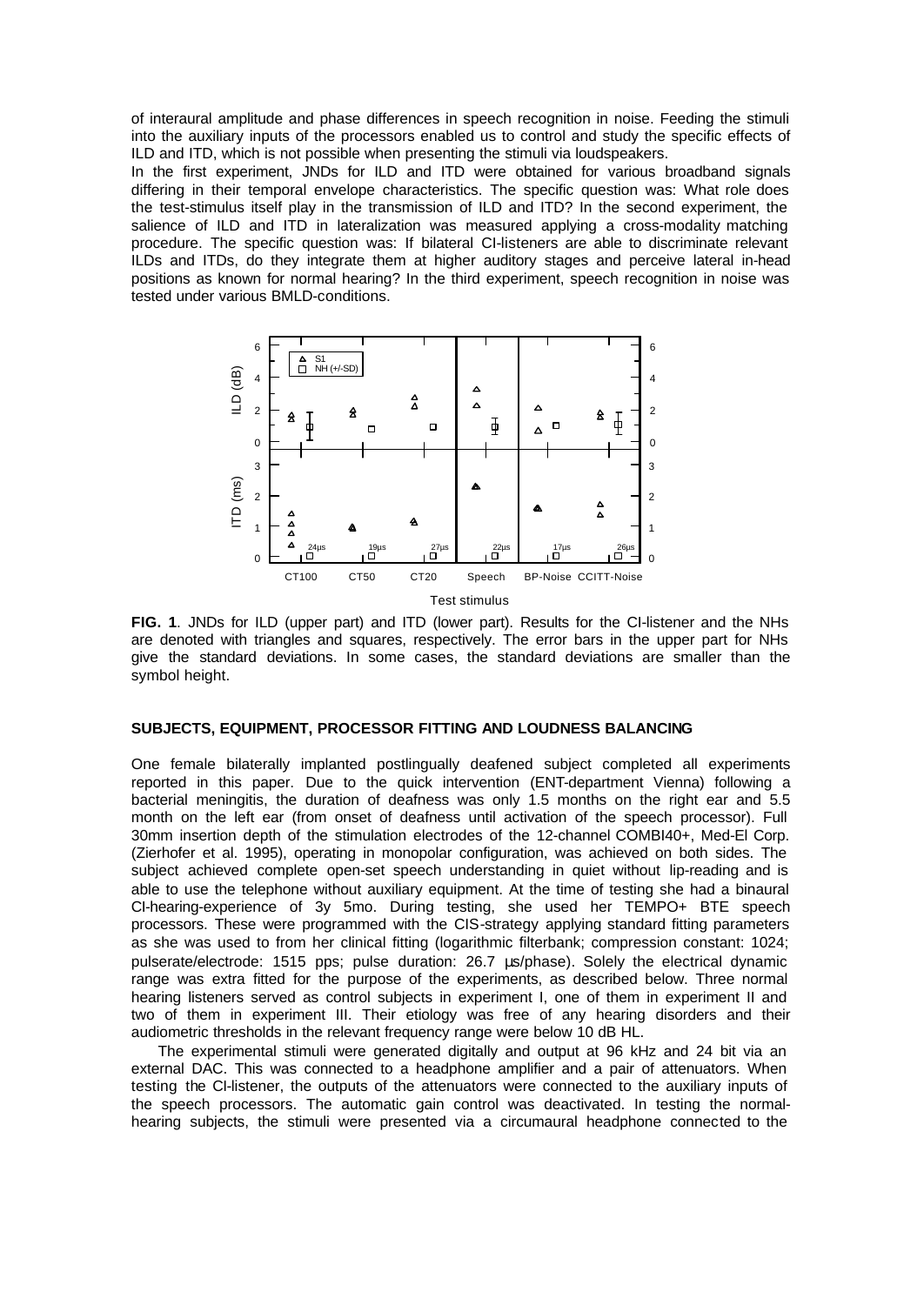of interaural amplitude and phase differences in speech recognition in noise. Feeding the stimuli into the auxiliary inputs of the processors enabled us to control and study the specific effects of ILD and ITD, which is not possible when presenting the stimuli via loudspeakers.

In the first experiment, JNDs for ILD and ITD were obtained for various broadband signals differing in their temporal envelope characteristics. The specific question was: What role does the test-stimulus itself play in the transmission of ILD and ITD? In the second experiment, the salience of ILD and ITD in lateralization was measured applying a cross-modality matching procedure. The specific question was: If bilateral CI-listeners are able to discriminate relevant ILDs and ITDs, do they integrate them at higher auditory stages and perceive lateral in-head positions as known for normal hearing? In the third experiment, speech recognition in noise was tested under various BMLD-conditions.

**FIG. 1**. JNDs for ILD (upper part) and ITD (lower part). Results for the CI-listener and the NHs are denoted with triangles and squares, respectively. The error bars in the upper part for NHs give the standard deviations. In some cases, the standard deviations are smaller than the symbol height.

## SUBJECTS, EQUIPMENT, PROCESSOR FITTING AND LOUDNESS BALANCING

One female bilaterally implanted postlingually deafened subject completed all experiments reported in this paper. Due to the quick intervention (ENT-department Vienna) following a bacterial meningitis, the duration of deafness was only 1.5 months on the right ear and 5.5 month on the left ear (from onset of deafness until activation of the speech processor). Full 30mm insertion depth of the stimulation electrodes of the 12-channel COMBI40+, Med-El Corp. (Zierhofer et al. 1995), operating in monopolar configuration, was achieved on both sides. The subject achieved complete open-set speech understanding in quiet without lip-reading and is able to use the telephone without auxiliary equipment. At the time of testing she had a binaural CI-hearing-experience of 3y 5mo. During testing, she used her TEMPO+ BTE speech processors. These were programmed with the CIS-strategy applying standard fitting parameters as she was used to from her clinical fitting (logarithmic filterbank; compression constant: 1024; pulserate/electrode: 1515 pps; pulse duration: 26.7 µs/phase). Solely the electrical dynamic range was extra fitted for the purpose of the experiments, as described below. Three normal hearing listeners served as control subjects in experiment I, one of them in experiment II and two of them in experiment III. Their etiology was free of any hearing disorders and their audiometric thresholds in the relevant frequency range were below 10 dB HL.

The experimental stimuli were generated digitally and output at 96 kHz and 24 bit via an external DAC. This was connected to a headphone amplifier and a pair of attenuators. When testing the CI-listener, the outputs of the attenuators were connected to the auxiliary inputs of the speech processors. The automatic gain control was deactivated. In testing the normal-hearing subjects, the stimuli were presented via a circumaural headphone connected to the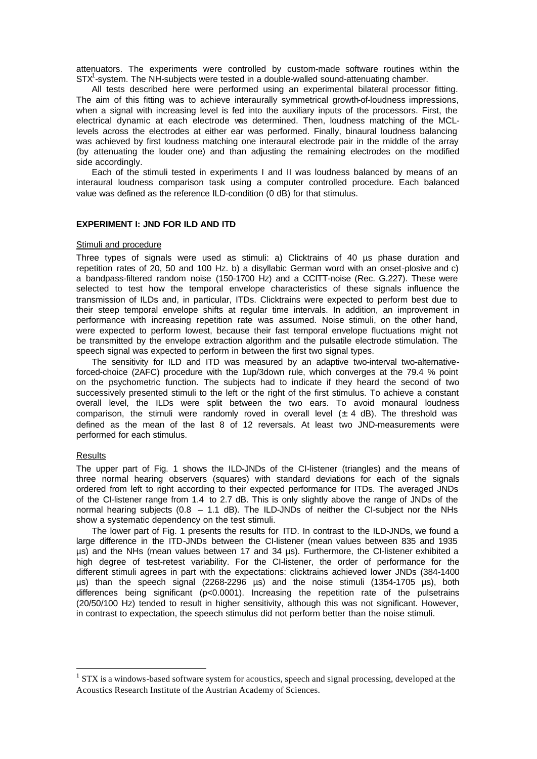attenuators. The experiments were controlled by custom-made software routines within the STX[1]-system. The NH-subjects were tested in a double-walled sound-attenuating chamber.

All tests described here were performed using an experimental bilateral processor fitting. The aim of this fitting was to achieve interaurally symmetrical growth-of-loudness impressions, when a signal with increasing level is fed into the auxiliary inputs of the processors. First, the electrical dynamic at each electrode was determined. Then, loudness matching of the MCL-levels across the electrodes at either ear was performed. Finally, binaural loudness balancing was achieved by first loudness matching one interaural electrode pair in the middle of the array (by attenuating the louder one) and than adjusting the remaining electrodes on the modified side accordingly.

Each of the stimuli tested in experiments I and II was loudness balanced by means of an interaural loudness comparison task using a computer controlled procedure. Each balanced value was defined as the reference ILD-condition (0 dB) for that stimulus.

## EXPERIMENT I: JND FOR ILD AND ITD

### Stimuli and procedure

Three types of signals were used as stimuli: a) Clicktrains of 40 µs phase duration and repetition rates of 20, 50 and 100 Hz. b) a disyllabic German word with an onset-plosive and c) a bandpass-filtered random noise (150-1700 Hz) and a CCITT-noise (Rec. G.227). These were selected to test how the temporal envelope characteristics of these signals influence the transmission of ILDs and, in particular, ITDs. Clicktrains were expected to perform best due to their steep temporal envelope shifts at regular time intervals. In addition, an improvement in performance with increasing repetition rate was assumed. Noise stimuli, on the other hand, were expected to perform lowest, because their fast temporal envelope fluctuations might not be transmitted by the envelope extraction algorithm and the pulsatile electrode stimulation. The speech signal was expected to perform in between the first two signal types.

The sensitivity for ILD and ITD was measured by an adaptive two-interval two-alternative-forced-choice (2AFC) procedure with the 1up/3down rule, which converges at the 79.4 % point on the psychometric function. The subjects had to indicate if they heard the second of two successively presented stimuli to the left or the right of the first stimulus. To achieve a constant overall level, the ILDs were split between the two ears. To avoid monaural loudness comparison, the stimuli were randomly roved in overall level (± 4 dB). The threshold was defined as the mean of the last 8 of 12 reversals. At least two JND-measurements were performed for each stimulus.

### Results

The upper part of Fig. 1 shows the ILD-JNDs of the CI-listener (triangles) and the means of three normal hearing observers (squares) with standard deviations for each of the signals ordered from left to right according to their expected performance for ITDs. The averaged JNDs of the CI-listener range from 1.4 to 2.7 dB. This is only slightly above the range of JNDs of the normal hearing subjects (0.8 – 1.1 dB). The ILD-JNDs of neither the CI-subject nor the NHs show a systematic dependency on the test stimuli.

The lower part of Fig. 1 presents the results for ITD. In contrast to the ILD-JNDs, we found a large difference in the ITD-JNDs between the CI-listener (mean values between 835 and 1935 µs) and the NHs (mean values between 17 and 34 µs). Furthermore, the CI-listener exhibited a high degree of test-retest variability. For the CI-listener, the order of performance for the different stimuli agrees in part with the expectations: clicktrains achieved lower JNDs (384-1400 µs) than the speech signal (2268-2296 µs) and the noise stimuli (1354-1705 µs), both differences being significant ($p<0.0001$). Increasing the repetition rate of the pulsetrains (20/50/100 Hz) tended to result in higher sensitivity, although this was not significant. However, in contrast to expectation, the speech stimulus did not perform better than the noise stimuli.

---

[1] STX is a windows-based software system for acoustics, speech and signal processing, developed at the Acoustics Research Institute of the Austrian Academy of Sciences.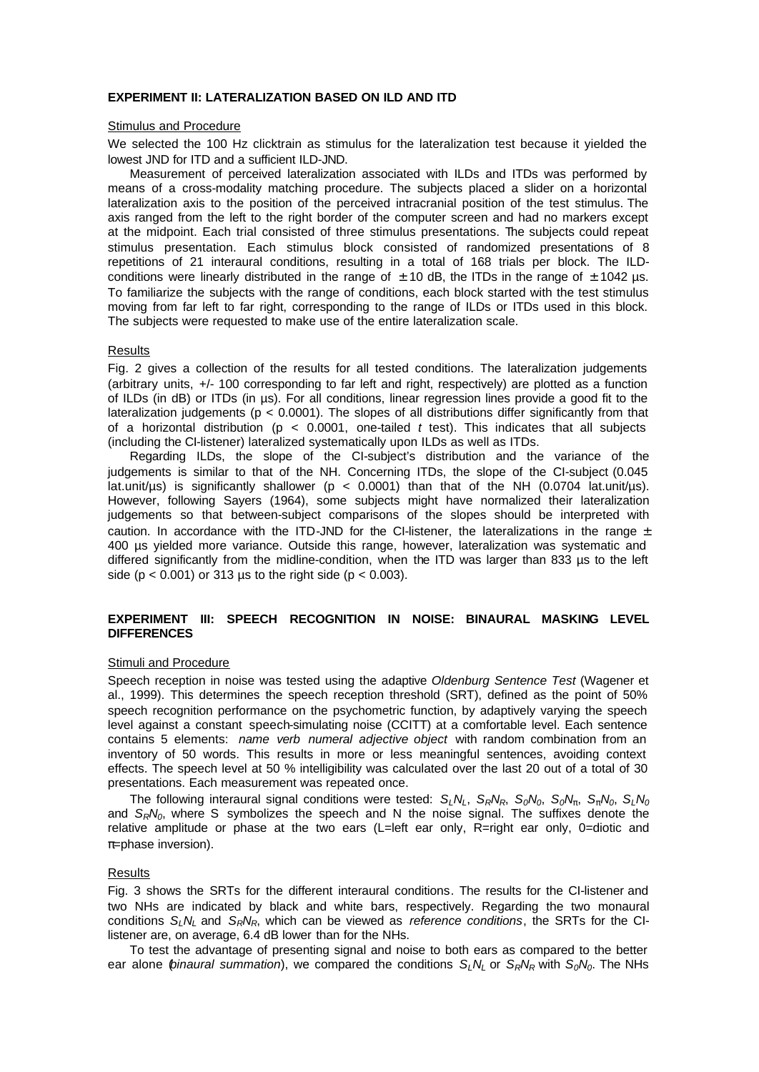## EXPERIMENT II: LATERALIZATION BASED ON ILD AND ITD

### Stimulus and Procedure

We selected the 100 Hz clicktrain as stimulus for the lateralization test because it yielded the lowest JND for ITD and a sufficient ILD-JND.

Measurement of perceived lateralization associated with ILDs and ITDs was performed by means of a cross-modality matching procedure. The subjects placed a slider on a horizontal lateralization axis to the position of the perceived intracranial position of the test stimulus. The axis ranged from the left to the right border of the computer screen and had no markers except at the midpoint. Each trial consisted of three stimulus presentations. The subjects could repeat stimulus presentation. Each stimulus block consisted of randomized presentations of 8 repetitions of 21 interaural conditions, resulting in a total of 168 trials per block. The ILD-conditions were linearly distributed in the range of $\pm$10 dB, the ITDs in the range of $\pm$1042 µs. To familiarize the subjects with the range of conditions, each block started with the test stimulus moving from far left to far right, corresponding to the range of ILDs or ITDs used in this block. The subjects were requested to make use of the entire lateralization scale.

### Results

Fig. 2 gives a collection of the results for all tested conditions. The lateralization judgements (arbitrary units, +/- 100 corresponding to far left and right, respectively) are plotted as a function of ILDs (in dB) or ITDs (in µs). For all conditions, linear regression lines provide a good fit to the lateralization judgements ($p < 0.0001$). The slopes of all distributions differ significantly from that of a horizontal distribution ($p < 0.0001$, one-tailed *t* test). This indicates that all subjects (including the CI-listener) lateralized systematically upon ILDs as well as ITDs.

Regarding ILDs, the slope of the CI-subject's distribution and the variance of the judgements is similar to that of the NH. Concerning ITDs, the slope of the CI-subject (0.045 lat.unit/µs) is significantly shallower ($p < 0.0001$) than that of the NH (0.0704 lat.unit/µs). However, following Sayers (1964), some subjects might have normalized their lateralization judgements so that between-subject comparisons of the slopes should be interpreted with caution. In accordance with the ITD-JND for the CI-listener, the lateralizations in the range $\pm$ 400 µs yielded more variance. Outside this range, however, lateralization was systematic and differed significantly from the midline-condition, when the ITD was larger than 833 µs to the left side ($p < 0.001$) or 313 µs to the right side ($p < 0.003$).

## EXPERIMENT III: SPEECH RECOGNITION IN NOISE: BINAURAL MASKING LEVEL DIFFERENCES

### Stimuli and Procedure

Speech reception in noise was tested using the adaptive *Oldenburg Sentence Test* (Wagener et al., 1999). This determines the speech reception threshold (SRT), defined as the point of 50% speech recognition performance on the psychometric function, by adaptively varying the speech level against a constant speech-simulating noise (CCITT) at a comfortable level. Each sentence contains 5 elements: *name verb numeral adjective object* with random combination from an inventory of 50 words. This results in more or less meaningful sentences, avoiding context effects. The speech level at 50 % intelligibility was calculated over the last 20 out of a total of 30 presentations. Each measurement was repeated once.

The following interaural signal conditions were tested: $S_LN_L$, $S_RN_R$, $S_0N_0$, $S_0N_\pi$, $S_\pi N_0$, $S_LN_0$ and $S_RN_0$, where S symbolizes the speech and N the noise signal. The suffixes denote the relative amplitude or phase at the two ears (L=left ear only, R=right ear only, 0=diotic and $\pi$=phase inversion).

### Results

Fig. 3 shows the SRTs for the different interaural conditions. The results for the CI-listener and two NHs are indicated by black and white bars, respectively. Regarding the two monaural conditions $S_LN_L$ and $S_RN_R$, which can be viewed as *reference conditions*, the SRTs for the CI-listener are, on average, 6.4 dB lower than for the NHs.

To test the advantage of presenting signal and noise to both ears as compared to the better ear alone (*binaural summation*), we compared the conditions $S_LN_L$ or $S_RN_R$ with $S_0N_0$. The NHs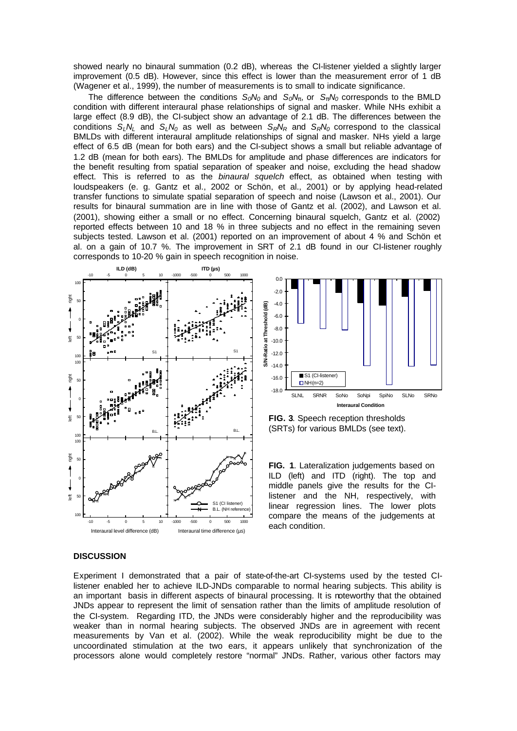showed nearly no binaural summation (0.2 dB), whereas the CI-listener yielded a slightly larger improvement (0.5 dB). However, since this effect is lower than the measurement error of 1 dB (Wagener et al., 1999), the number of measurements is to small to indicate significance.

The difference between the conditions $S_0N_0$ and $S_0N_\pi$, or $S_\pi N_0$ corresponds to the BMLD condition with different interaural phase relationships of signal and masker. While NHs exhibit a large effect (8.9 dB), the CI-subject show an advantage of 2.1 dB. The differences between the conditions $S_LN_L$ and $S_LN_0$ as well as between $S_RN_R$ and $S_RN_0$ correspond to the classical BMLDs with different interaural amplitude relationships of signal and masker. NHs yield a large effect of 6.5 dB (mean for both ears) and the CI-subject shows a small but reliable advantage of 1.2 dB (mean for both ears). The BMLDs for amplitude and phase differences are indicators for the benefit resulting from spatial separation of speaker and noise, excluding the head shadow effect. This is referred to as the *binaural squelch* effect, as obtained when testing with loudspeakers (e. g. Gantz et al., 2002 or Schön, et al., 2001) or by applying head-related transfer functions to simulate spatial separation of speech and noise (Lawson et al., 2001). Our results for binaural summation are in line with those of Gantz et al. (2002), and Lawson et al. (2001), showing either a small or no effect. Concerning binaural squelch, Gantz et al. (2002) reported effects between 10 and 18 % in three subjects and no effect in the remaining seven subjects tested. Lawson et al. (2001) reported on an improvement of about 4 % and Schön et al. on a gain of 10.7 %. The improvement in SRT of 2.1 dB found in our CI-listener roughly corresponds to 10-20 % gain in speech recognition in noise.

**FIG. 3**. Speech reception thresholds (SRTs) for various BMLDs (see text).

**FIG. 1**. Lateralization judgements based on ILD (left) and ITD (right). The top and middle panels give the results for the CI-listener and the NH, respectively, with linear regression lines. The lower plots compare the means of the judgements at each condition.

## DISCUSSION

Experiment I demonstrated that a pair of state-of-the-art CI-systems used by the tested CI-listener enabled her to achieve ILD-JNDs comparable to normal hearing subjects. This ability is an important basis in different aspects of binaural processing. It is noteworthy that the obtained JNDs appear to represent the limit of sensation rather than the limits of amplitude resolution of the CI-system. Regarding ITD, the JNDs were considerably higher and the reproducibility was weaker than in normal hearing subjects. The observed JNDs are in agreement with recent measurements by Van et al. (2002). While the weak reproducibility might be due to the uncoordinated stimulation at the two ears, it appears unlikely that synchronization of the processors alone would completely restore "normal" JNDs. Rather, various other factors may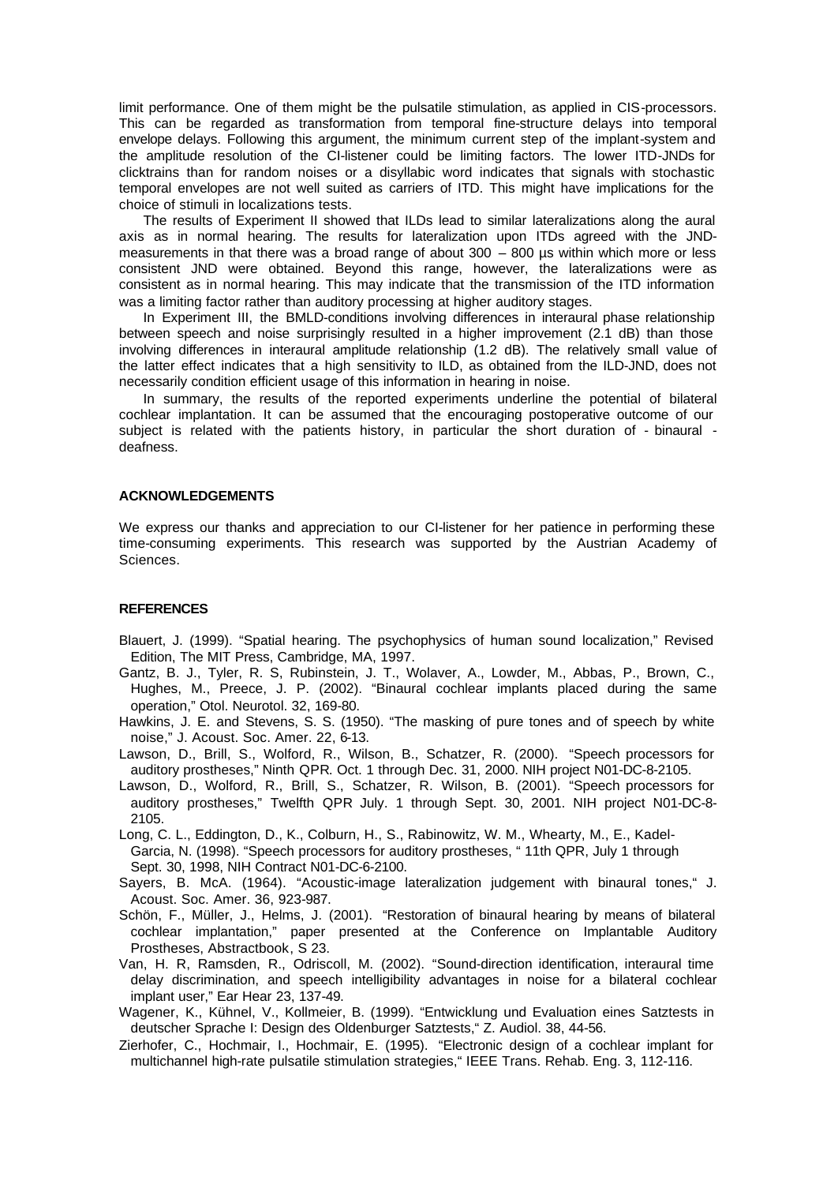limit performance. One of them might be the pulsatile stimulation, as applied in CIS-processors. This can be regarded as transformation from temporal fine-structure delays into temporal envelope delays. Following this argument, the minimum current step of the implant-system and the amplitude resolution of the CI-listener could be limiting factors. The lower ITD-JNDs for clicktrains than for random noises or a disyllabic word indicates that signals with stochastic temporal envelopes are not well suited as carriers of ITD. This might have implications for the choice of stimuli in localizations tests.

The results of Experiment II showed that ILDs lead to similar lateralizations along the aural axis as in normal hearing. The results for lateralization upon ITDs agreed with the JND-measurements in that there was a broad range of about 300 – 800 µs within which more or less consistent JND were obtained. Beyond this range, however, the lateralizations were as consistent as in normal hearing. This may indicate that the transmission of the ITD information was a limiting factor rather than auditory processing at higher auditory stages.

In Experiment III, the BMLD-conditions involving differences in interaural phase relationship between speech and noise surprisingly resulted in a higher improvement (2.1 dB) than those involving differences in interaural amplitude relationship (1.2 dB). The relatively small value of the latter effect indicates that a high sensitivity to ILD, as obtained from the ILD-JND, does not necessarily condition efficient usage of this information in hearing in noise.

In summary, the results of the reported experiments underline the potential of bilateral cochlear implantation. It can be assumed that the encouraging postoperative outcome of our subject is related with the patients history, in particular the short duration of - binaural - deafness.

## ACKNOWLEDGEMENTS

We express our thanks and appreciation to our CI-listener for her patience in performing these time-consuming experiments. This research was supported by the Austrian Academy of Sciences.

## REFERENCES

Blauert, J. (1999). "Spatial hearing. The psychophysics of human sound localization," Revised Edition, The MIT Press, Cambridge, MA, 1997.

Gantz, B. J., Tyler, R. S, Rubinstein, J. T., Wolaver, A., Lowder, M., Abbas, P., Brown, C., Hughes, M., Preece, J. P. (2002). "Binaural cochlear implants placed during the same operation," Otol. Neurotol. 32, 169-80.

Hawkins, J. E. and Stevens, S. S. (1950). "The masking of pure tones and of speech by white noise," J. Acoust. Soc. Amer. 22, 6-13.

Lawson, D., Brill, S., Wolford, R., Wilson, B., Schatzer, R. (2000). "Speech processors for auditory prostheses," Ninth QPR. Oct. 1 through Dec. 31, 2000. NIH project N01-DC-8-2105.

Lawson, D., Wolford, R., Brill, S., Schatzer, R. Wilson, B. (2001). "Speech processors for auditory prostheses," Twelfth QPR July. 1 through Sept. 30, 2001. NIH project N01-DC-8-2105.

Long, C. L., Eddington, D., K., Colburn, H., S., Rabinowitz, W. M., Whearty, M., E., Kadel-Garcia, N. (1998). "Speech processors for auditory prostheses, " 11th QPR, July 1 through Sept. 30, 1998, NIH Contract N01-DC-6-2100.

Sayers, B. McA. (1964). "Acoustic-image lateralization judgement with binaural tones," J. Acoust. Soc. Amer. 36, 923-987.

Schön, F., Müller, J., Helms, J. (2001). "Restoration of binaural hearing by means of bilateral cochlear implantation," paper presented at the Conference on Implantable Auditory Prostheses, Abstractbook, S 23.

Van, H. R, Ramsden, R., Odriscoll, M. (2002). "Sound-direction identification, interaural time delay discrimination, and speech intelligibility advantages in noise for a bilateral cochlear implant user," Ear Hear 23, 137-49.

Wagener, K., Kühnel, V., Kollmeier, B. (1999). "Entwicklung und Evaluation eines Satztests in deutscher Sprache I: Design des Oldenburger Satztests," Z. Audiol. 38, 44-56.

Zierhofer, C., Hochmair, I., Hochmair, E. (1995). "Electronic design of a cochlear implant for multichannel high-rate pulsatile stimulation strategies," IEEE Trans. Rehab. Eng. 3, 112-116.